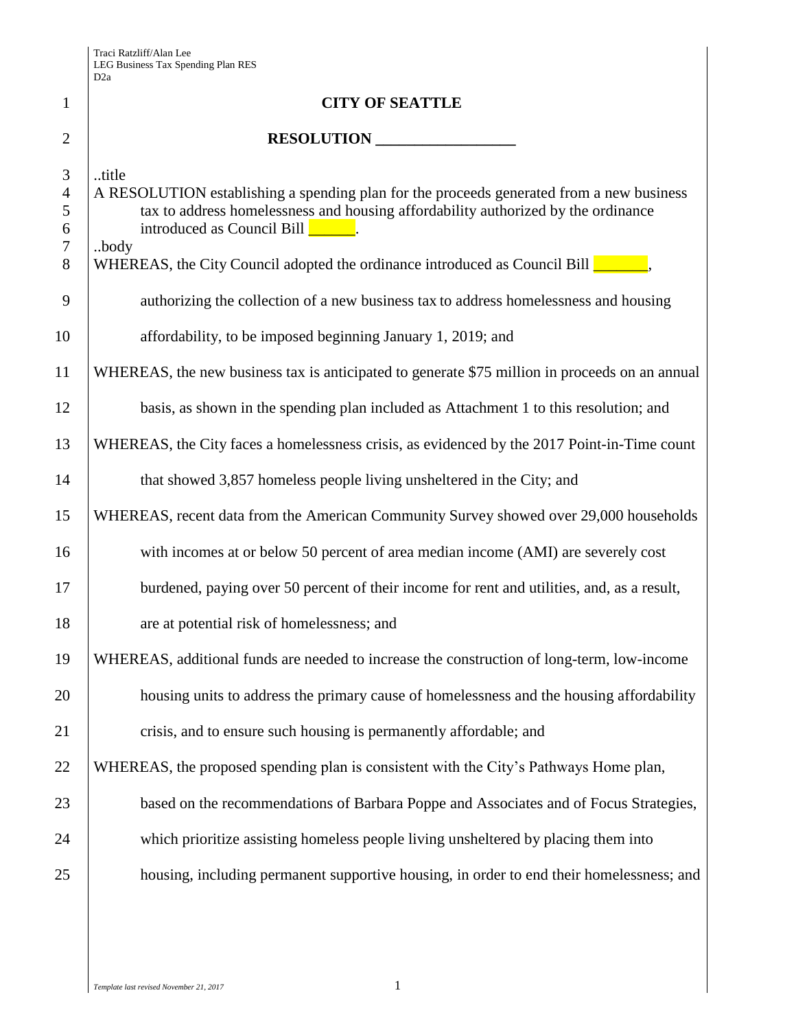# CITY OF SEATTLE

## RESOLUTION __________________

..title
A RESOLUTION establishing a spending plan for the proceeds generated from a new business tax to address homelessness and housing affordability authorized by the ordinance introduced as Council Bill ______.

..body
WHEREAS, the City Council adopted the ordinance introduced as Council Bill _______, authorizing the collection of a new business tax to address homelessness and housing affordability, to be imposed beginning January 1, 2019; and

WHEREAS, the new business tax is anticipated to generate $75 million in proceeds on an annual basis, as shown in the spending plan included as Attachment 1 to this resolution; and

WHEREAS, the City faces a homelessness crisis, as evidenced by the 2017 Point-in-Time count that showed 3,857 homeless people living unsheltered in the City; and

WHEREAS, recent data from the American Community Survey showed over 29,000 households with incomes at or below 50 percent of area median income (AMI) are severely cost burdened, paying over 50 percent of their income for rent and utilities, and, as a result, are at potential risk of homelessness; and

WHEREAS, additional funds are needed to increase the construction of long-term, low-income housing units to address the primary cause of homelessness and the housing affordability crisis, and to ensure such housing is permanently affordable; and

WHEREAS, the proposed spending plan is consistent with the City's Pathways Home plan, based on the recommendations of Barbara Poppe and Associates and of Focus Strategies, which prioritize assisting homeless people living unsheltered by placing them into housing, including permanent supportive housing, in order to end their homelessness; and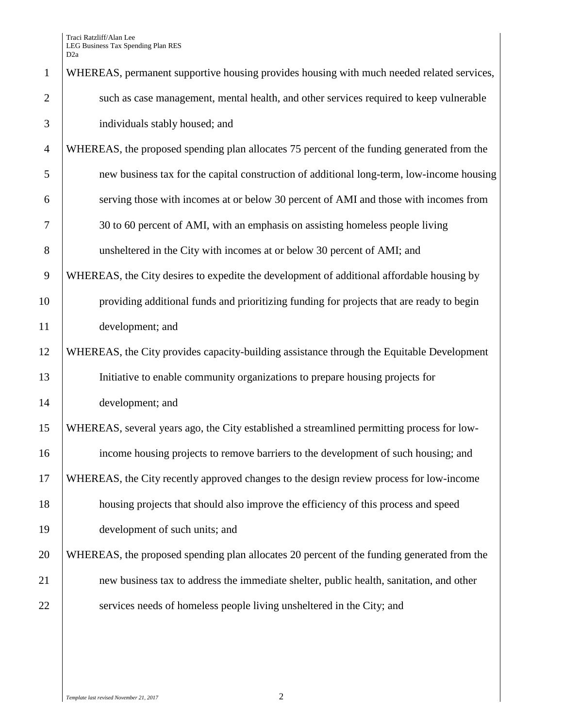WHEREAS, permanent supportive housing provides housing with much needed related services, such as case management, mental health, and other services required to keep vulnerable individuals stably housed; and

WHEREAS, the proposed spending plan allocates 75 percent of the funding generated from the new business tax for the capital construction of additional long-term, low-income housing serving those with incomes at or below 30 percent of AMI and those with incomes from 30 to 60 percent of AMI, with an emphasis on assisting homeless people living unsheltered in the City with incomes at or below 30 percent of AMI; and

WHEREAS, the City desires to expedite the development of additional affordable housing by providing additional funds and prioritizing funding for projects that are ready to begin development; and

WHEREAS, the City provides capacity-building assistance through the Equitable Development Initiative to enable community organizations to prepare housing projects for development; and

WHEREAS, several years ago, the City established a streamlined permitting process for low-income housing projects to remove barriers to the development of such housing; and

WHEREAS, the City recently approved changes to the design review process for low-income housing projects that should also improve the efficiency of this process and speed development of such units; and

WHEREAS, the proposed spending plan allocates 20 percent of the funding generated from the new business tax to address the immediate shelter, public health, sanitation, and other services needs of homeless people living unsheltered in the City; and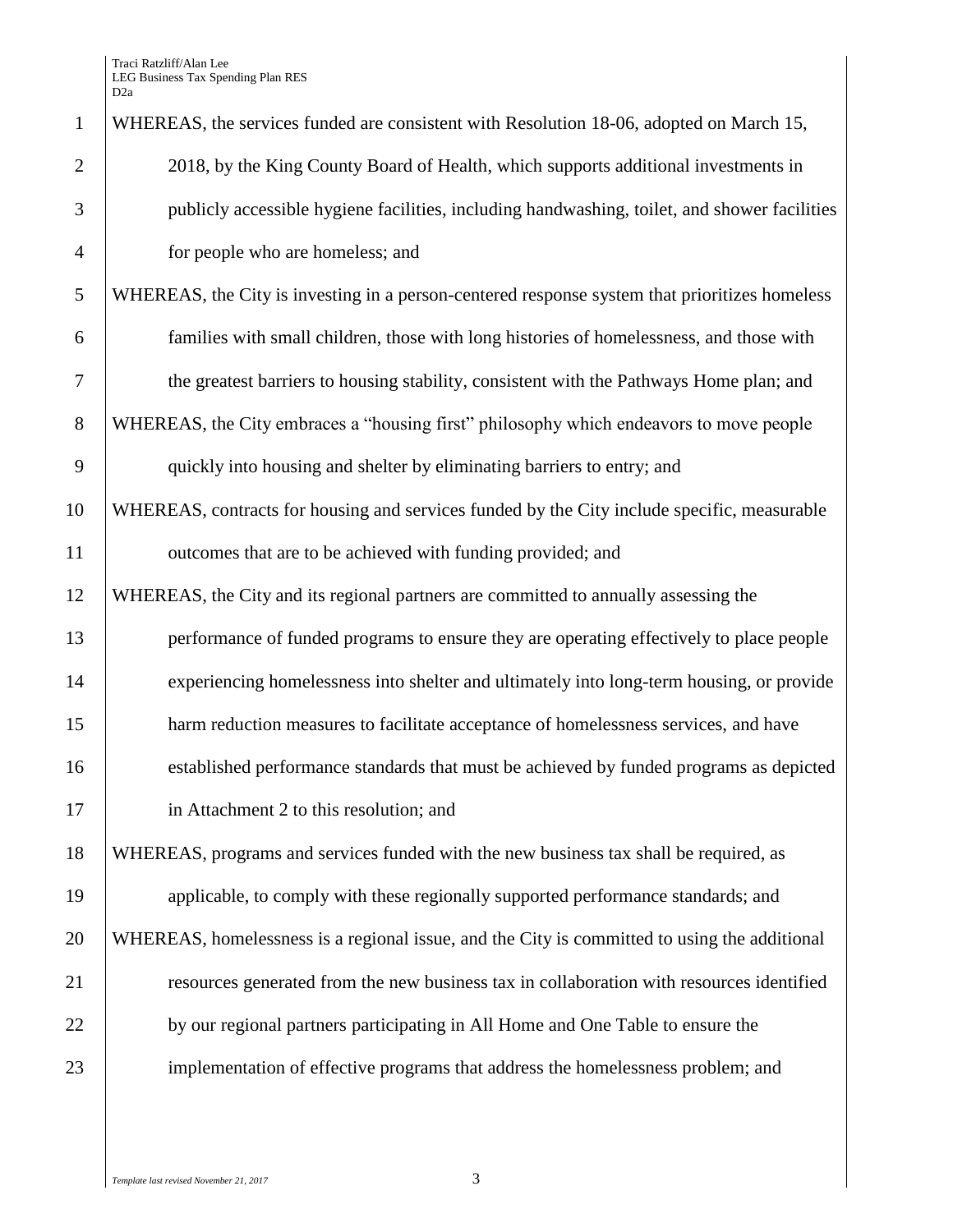WHEREAS, the services funded are consistent with Resolution 18-06, adopted on March 15, 2018, by the King County Board of Health, which supports additional investments in publicly accessible hygiene facilities, including handwashing, toilet, and shower facilities for people who are homeless; and

WHEREAS, the City is investing in a person-centered response system that prioritizes homeless families with small children, those with long histories of homelessness, and those with the greatest barriers to housing stability, consistent with the Pathways Home plan; and

WHEREAS, the City embraces a "housing first" philosophy which endeavors to move people quickly into housing and shelter by eliminating barriers to entry; and

WHEREAS, contracts for housing and services funded by the City include specific, measurable outcomes that are to be achieved with funding provided; and

WHEREAS, the City and its regional partners are committed to annually assessing the performance of funded programs to ensure they are operating effectively to place people experiencing homelessness into shelter and ultimately into long-term housing, or provide harm reduction measures to facilitate acceptance of homelessness services, and have established performance standards that must be achieved by funded programs as depicted in Attachment 2 to this resolution; and

WHEREAS, programs and services funded with the new business tax shall be required, as applicable, to comply with these regionally supported performance standards; and

WHEREAS, homelessness is a regional issue, and the City is committed to using the additional resources generated from the new business tax in collaboration with resources identified by our regional partners participating in All Home and One Table to ensure the implementation of effective programs that address the homelessness problem; and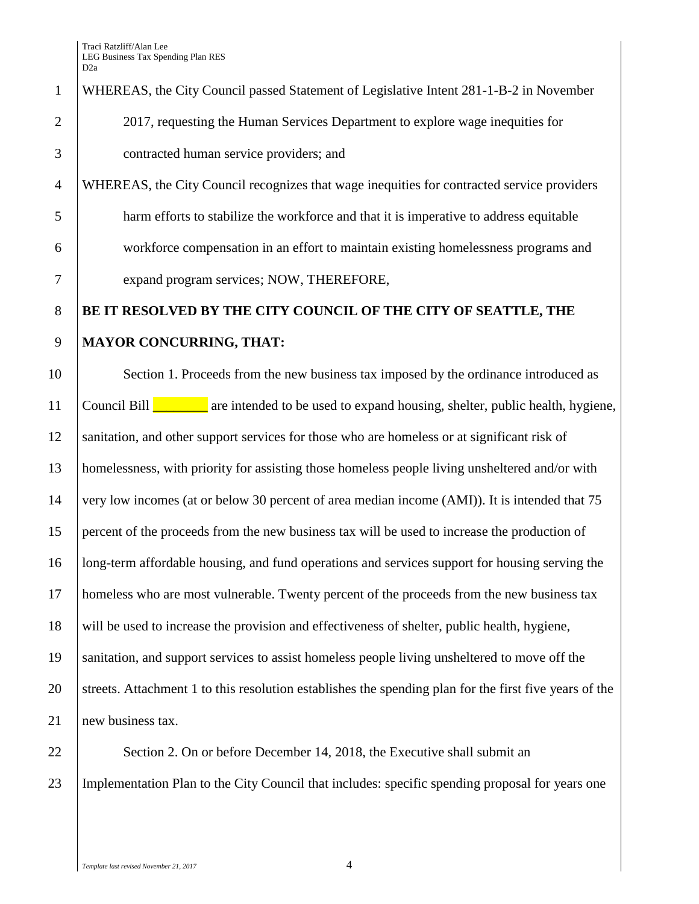WHEREAS, the City Council passed Statement of Legislative Intent 281-1-B-2 in November 2017, requesting the Human Services Department to explore wage inequities for contracted human service providers; and

WHEREAS, the City Council recognizes that wage inequities for contracted service providers harm efforts to stabilize the workforce and that it is imperative to address equitable workforce compensation in an effort to maintain existing homelessness programs and expand program services; NOW, THEREFORE,

**BE IT RESOLVED BY THE CITY COUNCIL OF THE CITY OF SEATTLE, THE MAYOR CONCURRING, THAT:**

Section 1. Proceeds from the new business tax imposed by the ordinance introduced as Council Bill ________ are intended to be used to expand housing, shelter, public health, hygiene, sanitation, and other support services for those who are homeless or at significant risk of homelessness, with priority for assisting those homeless people living unsheltered and/or with very low incomes (at or below 30 percent of area median income (AMI)). It is intended that 75 percent of the proceeds from the new business tax will be used to increase the production of long-term affordable housing, and fund operations and services support for housing serving the homeless who are most vulnerable. Twenty percent of the proceeds from the new business tax will be used to increase the provision and effectiveness of shelter, public health, hygiene, sanitation, and support services to assist homeless people living unsheltered to move off the streets. Attachment 1 to this resolution establishes the spending plan for the first five years of the new business tax.

Section 2. On or before December 14, 2018, the Executive shall submit an Implementation Plan to the City Council that includes: specific spending proposal for years one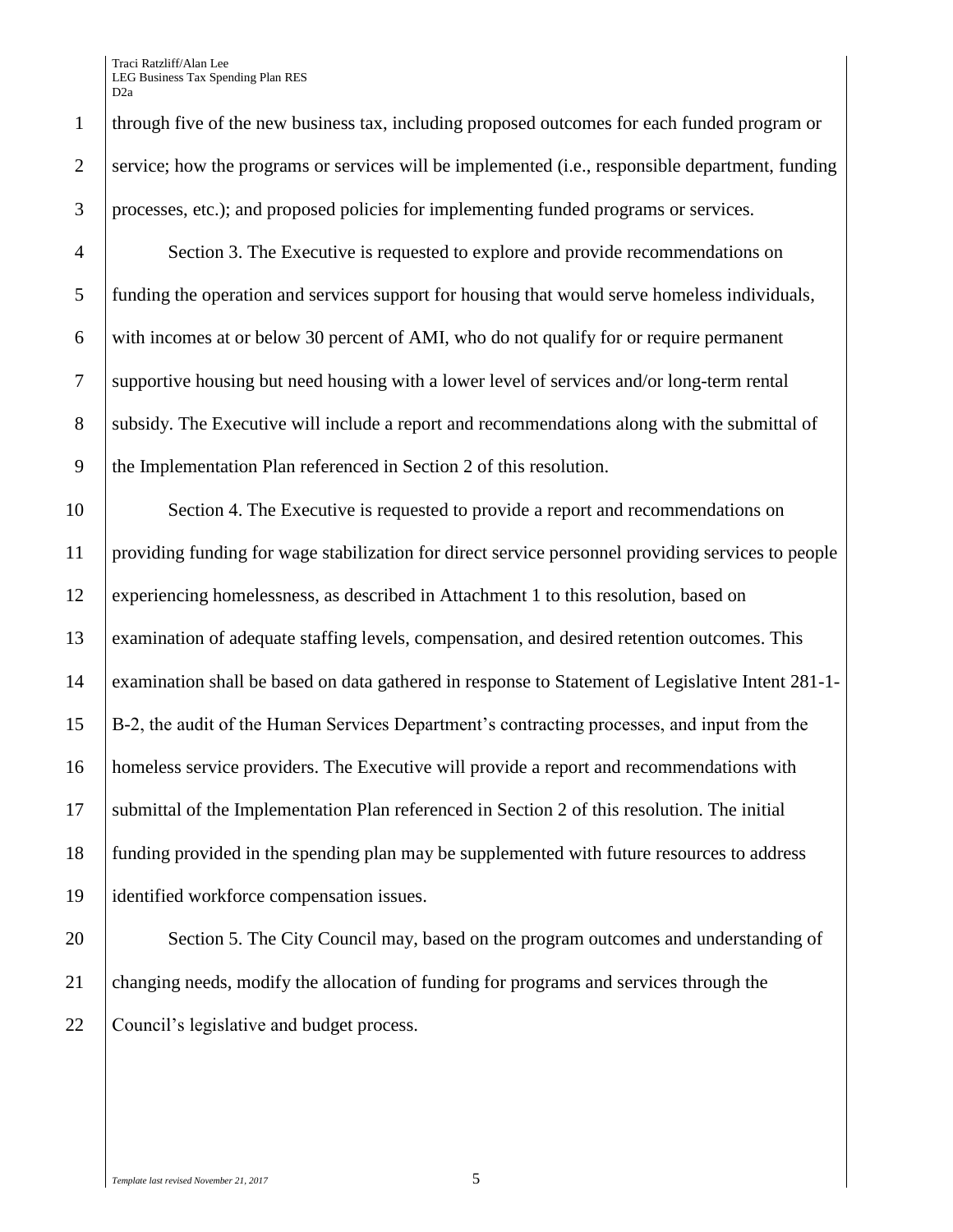through five of the new business tax, including proposed outcomes for each funded program or service; how the programs or services will be implemented (i.e., responsible department, funding processes, etc.); and proposed policies for implementing funded programs or services.

Section 3. The Executive is requested to explore and provide recommendations on funding the operation and services support for housing that would serve homeless individuals, with incomes at or below 30 percent of AMI, who do not qualify for or require permanent supportive housing but need housing with a lower level of services and/or long-term rental subsidy. The Executive will include a report and recommendations along with the submittal of the Implementation Plan referenced in Section 2 of this resolution.

Section 4. The Executive is requested to provide a report and recommendations on providing funding for wage stabilization for direct service personnel providing services to people experiencing homelessness, as described in Attachment 1 to this resolution, based on examination of adequate staffing levels, compensation, and desired retention outcomes. This examination shall be based on data gathered in response to Statement of Legislative Intent 281-1-B-2, the audit of the Human Services Department's contracting processes, and input from the homeless service providers. The Executive will provide a report and recommendations with submittal of the Implementation Plan referenced in Section 2 of this resolution. The initial funding provided in the spending plan may be supplemented with future resources to address identified workforce compensation issues.

Section 5. The City Council may, based on the program outcomes and understanding of changing needs, modify the allocation of funding for programs and services through the Council's legislative and budget process.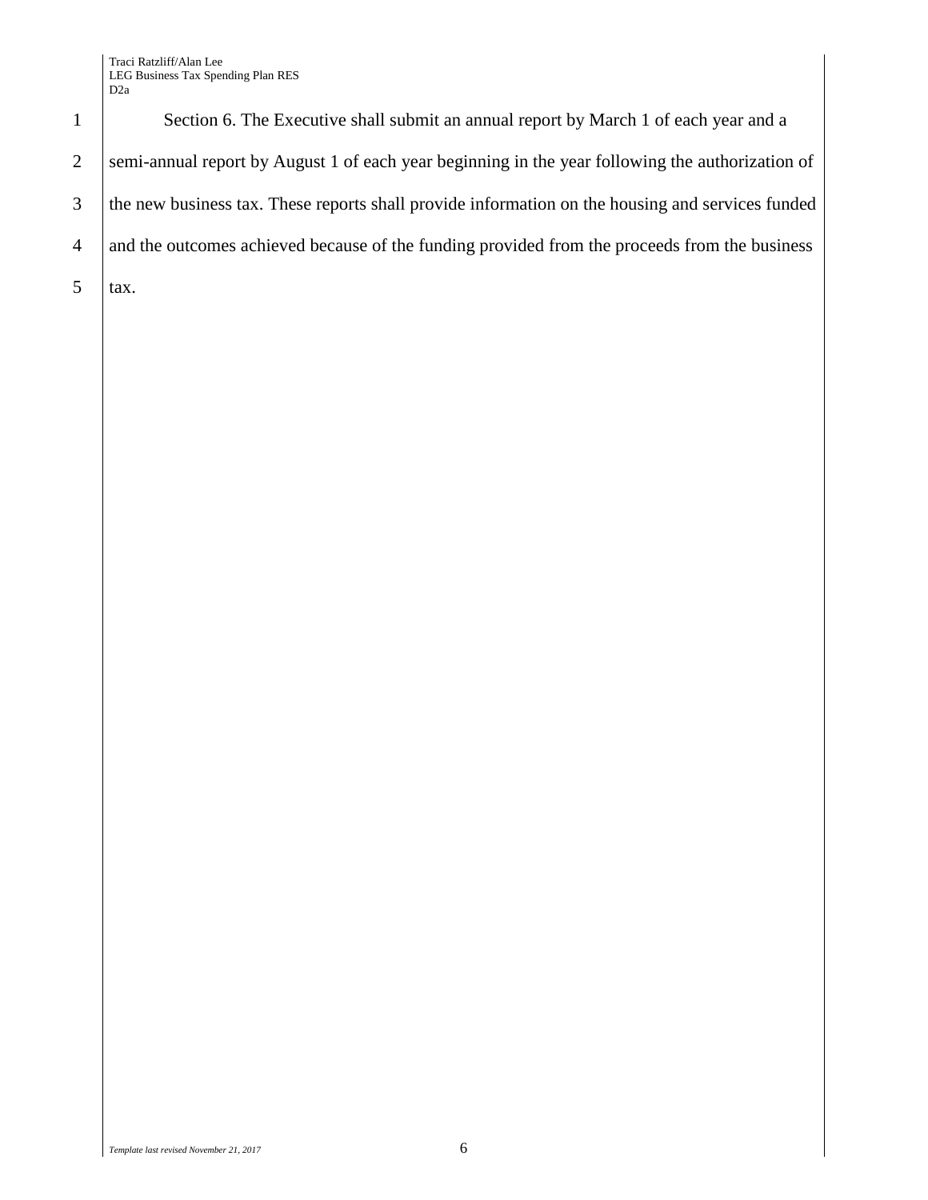Section 6. The Executive shall submit an annual report by March 1 of each year and a semi-annual report by August 1 of each year beginning in the year following the authorization of the new business tax. These reports shall provide information on the housing and services funded and the outcomes achieved because of the funding provided from the proceeds from the business tax.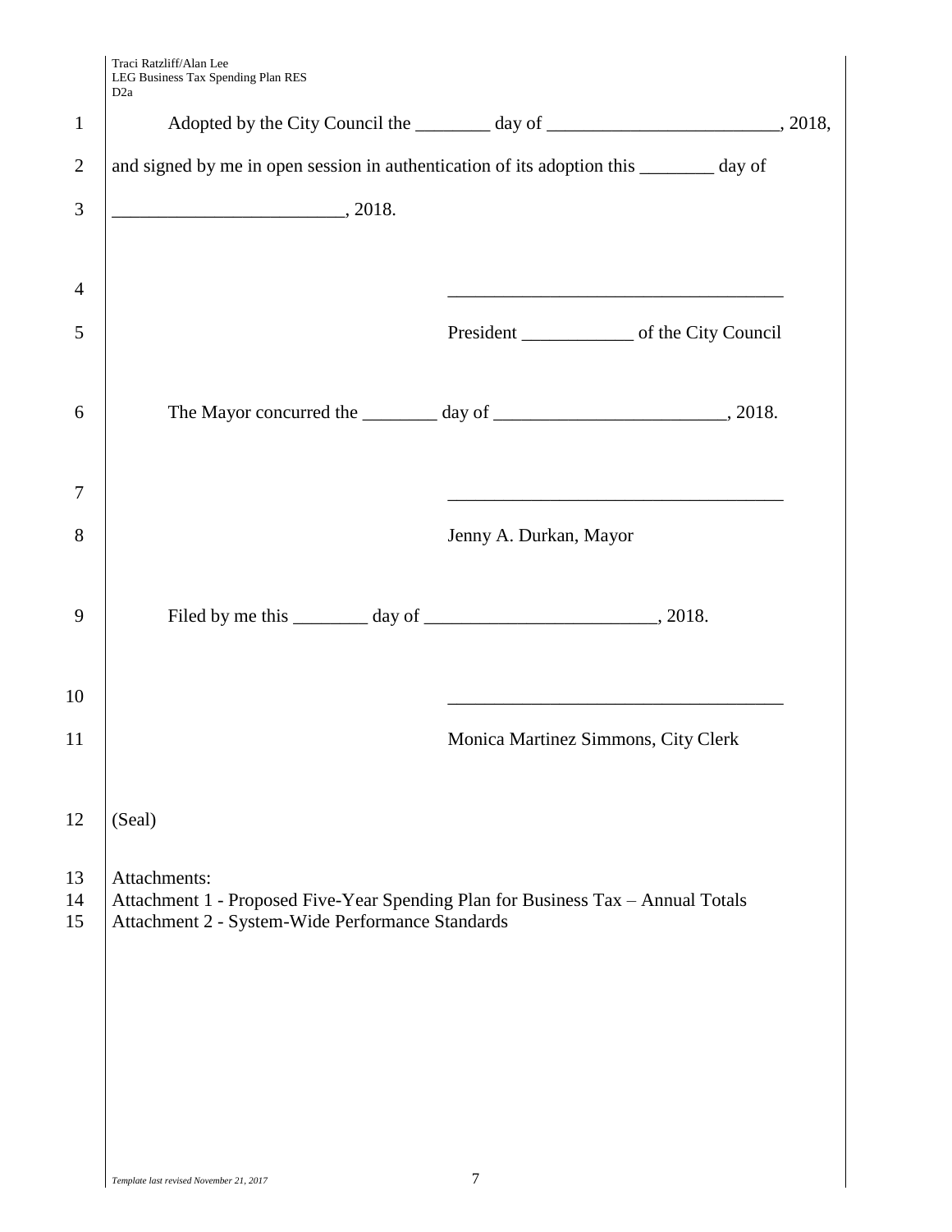Adopted by the City Council the ________ day of _________________________, 2018, and signed by me in open session in authentication of its adoption this ________ day of _________________________, 2018.

____________________________________

President ____________ of the City Council

The Mayor concurred the ________ day of _________________________, 2018.

____________________________________

Jenny A. Durkan, Mayor

Filed by me this ________ day of _________________________, 2018.

____________________________________

Monica Martinez Simmons, City Clerk

(Seal)

Attachments:
Attachment 1 - Proposed Five-Year Spending Plan for Business Tax – Annual Totals
Attachment 2 - System-Wide Performance Standards